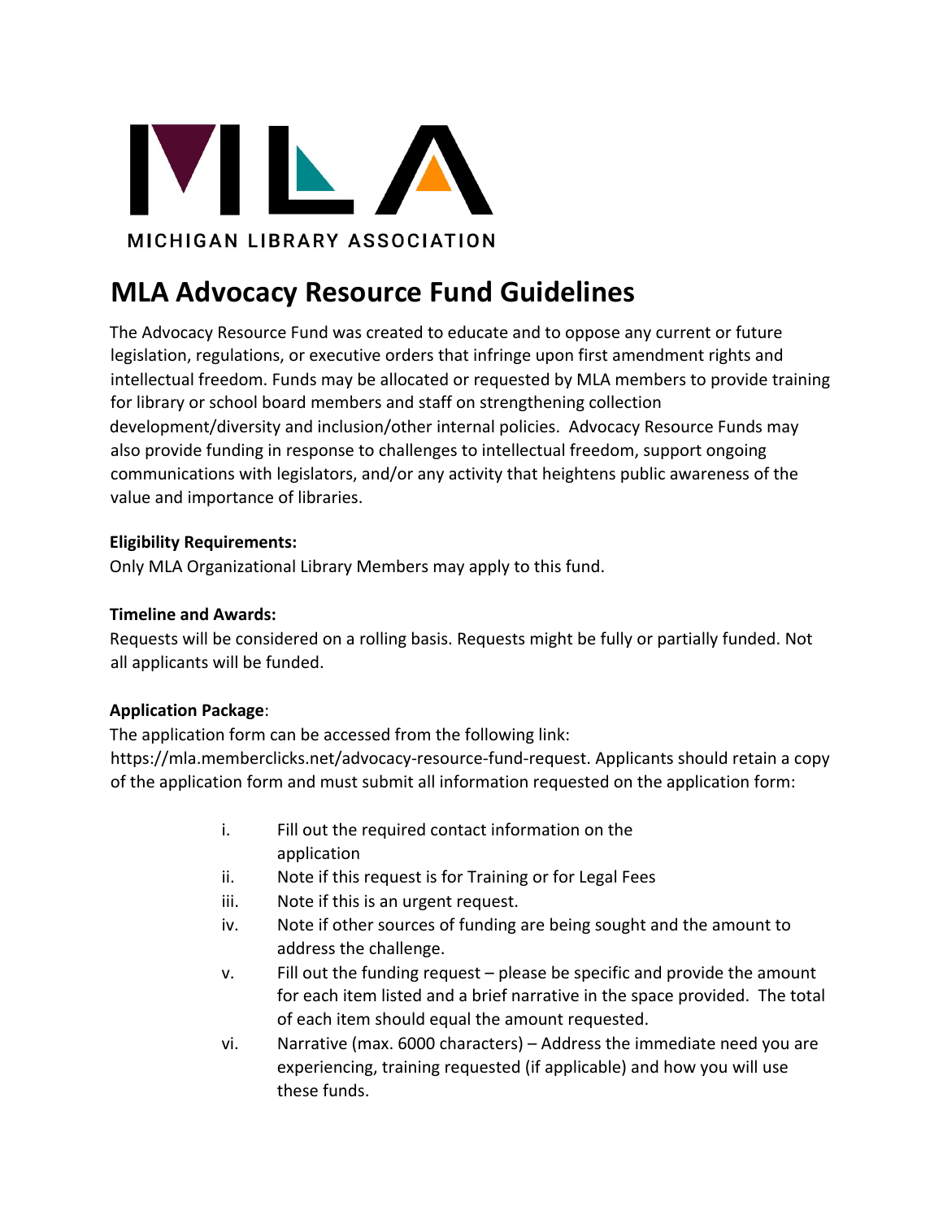MICHIGAN LIBRARY ASSOCIATION

# MLA Advocacy Resource Fund Guidelines

The Advocacy Resource Fund was created to educate and to oppose any current or future legislation, regulations, or executive orders that infringe upon first amendment rights and intellectual freedom. Funds may be allocated or requested by MLA members to provide training for library or school board members and staff on strengthening collection development/diversity and inclusion/other internal policies. Advocacy Resource Funds may also provide funding in response to challenges to intellectual freedom, support ongoing communications with legislators, and/or any activity that heightens public awareness of the value and importance of libraries.

**Eligibility Requirements:**
Only MLA Organizational Library Members may apply to this fund.

**Timeline and Awards:**
Requests will be considered on a rolling basis. Requests might be fully or partially funded. Not all applicants will be funded.

**Application Package**:
The application form can be accessed from the following link: https://mla.memberclicks.net/advocacy-resource-fund-request. Applicants should retain a copy of the application form and must submit all information requested on the application form:

i. Fill out the required contact information on the application
ii. Note if this request is for Training or for Legal Fees
iii. Note if this is an urgent request.
iv. Note if other sources of funding are being sought and the amount to address the challenge.
v. Fill out the funding request – please be specific and provide the amount for each item listed and a brief narrative in the space provided. The total of each item should equal the amount requested.
vi. Narrative (max. 6000 characters) – Address the immediate need you are experiencing, training requested (if applicable) and how you will use these funds.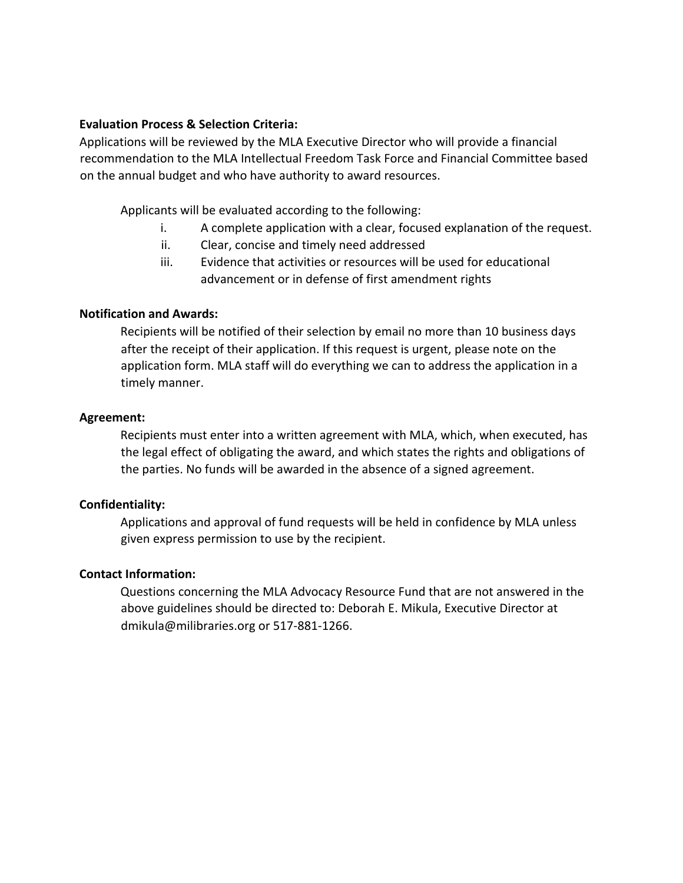**Evaluation Process & Selection Criteria:**

Applications will be reviewed by the MLA Executive Director who will provide a financial recommendation to the MLA Intellectual Freedom Task Force and Financial Committee based on the annual budget and who have authority to award resources.

Applicants will be evaluated according to the following:

i. A complete application with a clear, focused explanation of the request.
ii. Clear, concise and timely need addressed
iii. Evidence that activities or resources will be used for educational advancement or in defense of first amendment rights

**Notification and Awards:**

Recipients will be notified of their selection by email no more than 10 business days after the receipt of their application. If this request is urgent, please note on the application form. MLA staff will do everything we can to address the application in a timely manner.

**Agreement:**

Recipients must enter into a written agreement with MLA, which, when executed, has the legal effect of obligating the award, and which states the rights and obligations of the parties. No funds will be awarded in the absence of a signed agreement.

**Confidentiality:**

Applications and approval of fund requests will be held in confidence by MLA unless given express permission to use by the recipient.

**Contact Information:**

Questions concerning the MLA Advocacy Resource Fund that are not answered in the above guidelines should be directed to: Deborah E. Mikula, Executive Director at dmikula@milibraries.org or 517-881-1266.